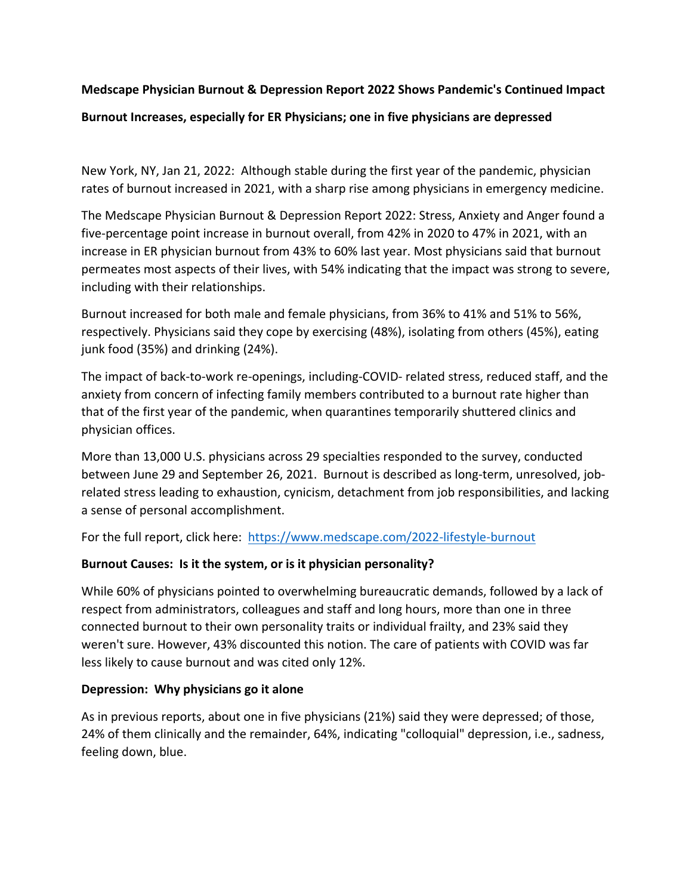**Medscape Physician Burnout & Depression Report 2022 Shows Pandemic's Continued Impact**

**Burnout Increases, especially for ER Physicians; one in five physicians are depressed**

New York, NY, Jan 21, 2022: Although stable during the first year of the pandemic, physician rates of burnout increased in 2021, with a sharp rise among physicians in emergency medicine.

The Medscape Physician Burnout & Depression Report 2022: Stress, Anxiety and Anger found a five-percentage point increase in burnout overall, from 42% in 2020 to 47% in 2021, with an increase in ER physician burnout from 43% to 60% last year. Most physicians said that burnout permeates most aspects of their lives, with 54% indicating that the impact was strong to severe, including with their relationships.

Burnout increased for both male and female physicians, from 36% to 41% and 51% to 56%, respectively. Physicians said they cope by exercising (48%), isolating from others (45%), eating junk food (35%) and drinking (24%).

The impact of back-to-work re-openings, including-COVID- related stress, reduced staff, and the anxiety from concern of infecting family members contributed to a burnout rate higher than that of the first year of the pandemic, when quarantines temporarily shuttered clinics and physician offices.

More than 13,000 U.S. physicians across 29 specialties responded to the survey, conducted between June 29 and September 26, 2021. Burnout is described as long-term, unresolved, job-related stress leading to exhaustion, cynicism, detachment from job responsibilities, and lacking a sense of personal accomplishment.

For the full report, click here: https://www.medscape.com/2022-lifestyle-burnout

**Burnout Causes: Is it the system, or is it physician personality?**

While 60% of physicians pointed to overwhelming bureaucratic demands, followed by a lack of respect from administrators, colleagues and staff and long hours, more than one in three connected burnout to their own personality traits or individual frailty, and 23% said they weren't sure. However, 43% discounted this notion. The care of patients with COVID was far less likely to cause burnout and was cited only 12%.

**Depression: Why physicians go it alone**

As in previous reports, about one in five physicians (21%) said they were depressed; of those, 24% of them clinically and the remainder, 64%, indicating "colloquial" depression, i.e., sadness, feeling down, blue.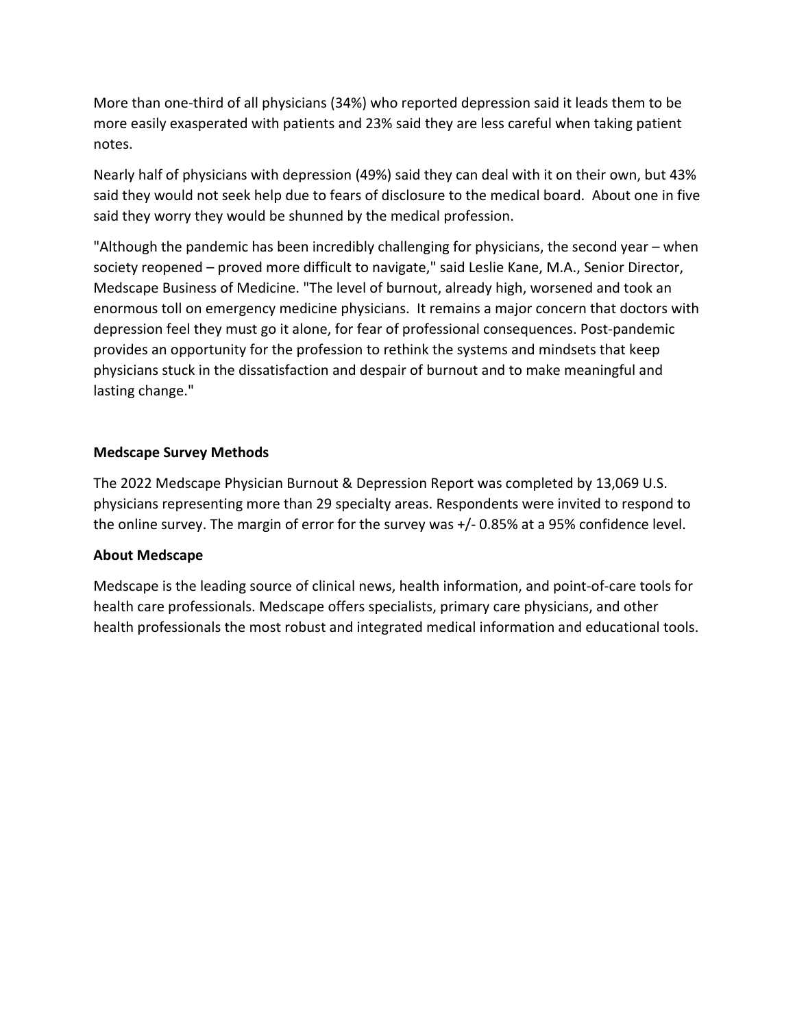More than one-third of all physicians (34%) who reported depression said it leads them to be more easily exasperated with patients and 23% said they are less careful when taking patient notes.

Nearly half of physicians with depression (49%) said they can deal with it on their own, but 43% said they would not seek help due to fears of disclosure to the medical board. About one in five said they worry they would be shunned by the medical profession.

"Although the pandemic has been incredibly challenging for physicians, the second year – when society reopened – proved more difficult to navigate," said Leslie Kane, M.A., Senior Director, Medscape Business of Medicine. "The level of burnout, already high, worsened and took an enormous toll on emergency medicine physicians. It remains a major concern that doctors with depression feel they must go it alone, for fear of professional consequences. Post-pandemic provides an opportunity for the profession to rethink the systems and mindsets that keep physicians stuck in the dissatisfaction and despair of burnout and to make meaningful and lasting change."

**Medscape Survey Methods**

The 2022 Medscape Physician Burnout & Depression Report was completed by 13,069 U.S. physicians representing more than 29 specialty areas. Respondents were invited to respond to the online survey. The margin of error for the survey was +/- 0.85% at a 95% confidence level.

**About Medscape**

Medscape is the leading source of clinical news, health information, and point-of-care tools for health care professionals. Medscape offers specialists, primary care physicians, and other health professionals the most robust and integrated medical information and educational tools.